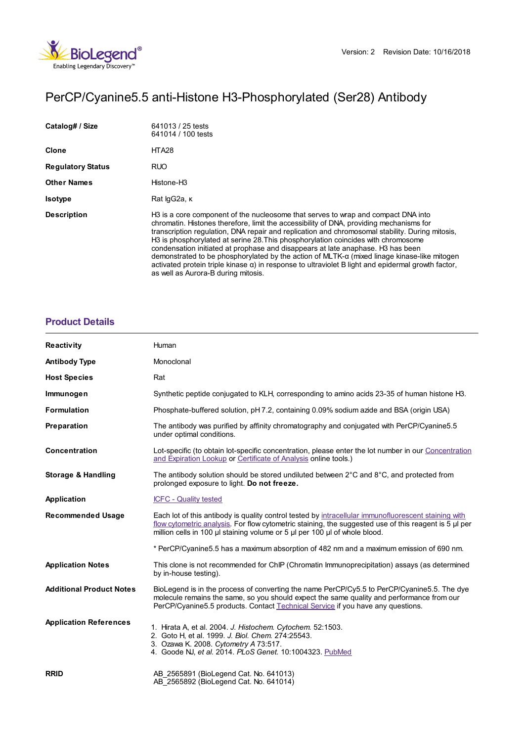Version: 2 Revision Date: 10/16/2018

# PerCP/Cyanine5.5 anti-Histone H3-Phosphorylated (Ser28) Antibody

| | |
|---|---|
| **Catalog# / Size** | 641013 / 25 tests<br>641014 / 100 tests |
| **Clone** | HTA28 |
| **Regulatory Status** | RUO |
| **Other Names** | Histone-H3 |
| **Isotype** | Rat IgG2a, κ |
| **Description** | H3 is a core component of the nucleosome that serves to wrap and compact DNA into chromatin. Histones therefore, limit the accessibility of DNA, providing mechanisms for transcription regulation, DNA repair and replication and chromosomal stability. During mitosis, H3 is phosphorylated at serine 28.This phosphorylation coincides with chromosome condensation initiated at prophase and disappears at late anaphase. H3 has been demonstrated to be phosphorylated by the action of MLTK-α (mixed linage kinase-like mitogen activated protein triple kinase α) in response to ultraviolet B light and epidermal growth factor, as well as Aurora-B during mitosis. |

## Product Details

| | |
|---|---|
| **Reactivity** | Human |
| **Antibody Type** | Monoclonal |
| **Host Species** | Rat |
| **Immunogen** | Synthetic peptide conjugated to KLH, corresponding to amino acids 23-35 of human histone H3. |
| **Formulation** | Phosphate-buffered solution, pH 7.2, containing 0.09% sodium azide and BSA (origin USA) |
| **Preparation** | The antibody was purified by affinity chromatography and conjugated with PerCP/Cyanine5.5 under optimal conditions. |
| **Concentration** | Lot-specific (to obtain lot-specific concentration, please enter the lot number in our Concentration and Expiration Lookup or Certificate of Analysis online tools.) |
| **Storage & Handling** | The antibody solution should be stored undiluted between 2°C and 8°C, and protected from prolonged exposure to light. **Do not freeze.** |
| **Application** | ICFC - Quality tested |
| **Recommended Usage** | Each lot of this antibody is quality control tested by intracellular immunofluorescent staining with flow cytometric analysis. For flow cytometric staining, the suggested use of this reagent is 5 µl per million cells in 100 µl staining volume or 5 µl per 100 µl of whole blood.<br><br>* PerCP/Cyanine5.5 has a maximum absorption of 482 nm and a maximum emission of 690 nm. |
| **Application Notes** | This clone is not recommended for ChIP (Chromatin Immunoprecipitation) assays (as determined by in-house testing). |
| **Additional Product Notes** | BioLegend is in the process of converting the name PerCP/Cy5.5 to PerCP/Cyanine5.5. The dye molecule remains the same, so you should expect the same quality and performance from our PerCP/Cyanine5.5 products. Contact Technical Service if you have any questions. |
| **Application References** | 1. Hirata A, et al. 2004. *J. Histochem. Cytochem.* 52:1503.<br>2. Goto H, et al. 1999. *J. Biol. Chem.* 274:25543.<br>3. Ozawa K. 2008. *Cytometry A* 73:517.<br>4. Goode NJ, *et al.* 2014. *PLoS Genet.* 10:1004323. PubMed |
| **RRID** | AB_2565891 (BioLegend Cat. No. 641013)<br>AB_2565892 (BioLegend Cat. No. 641014) |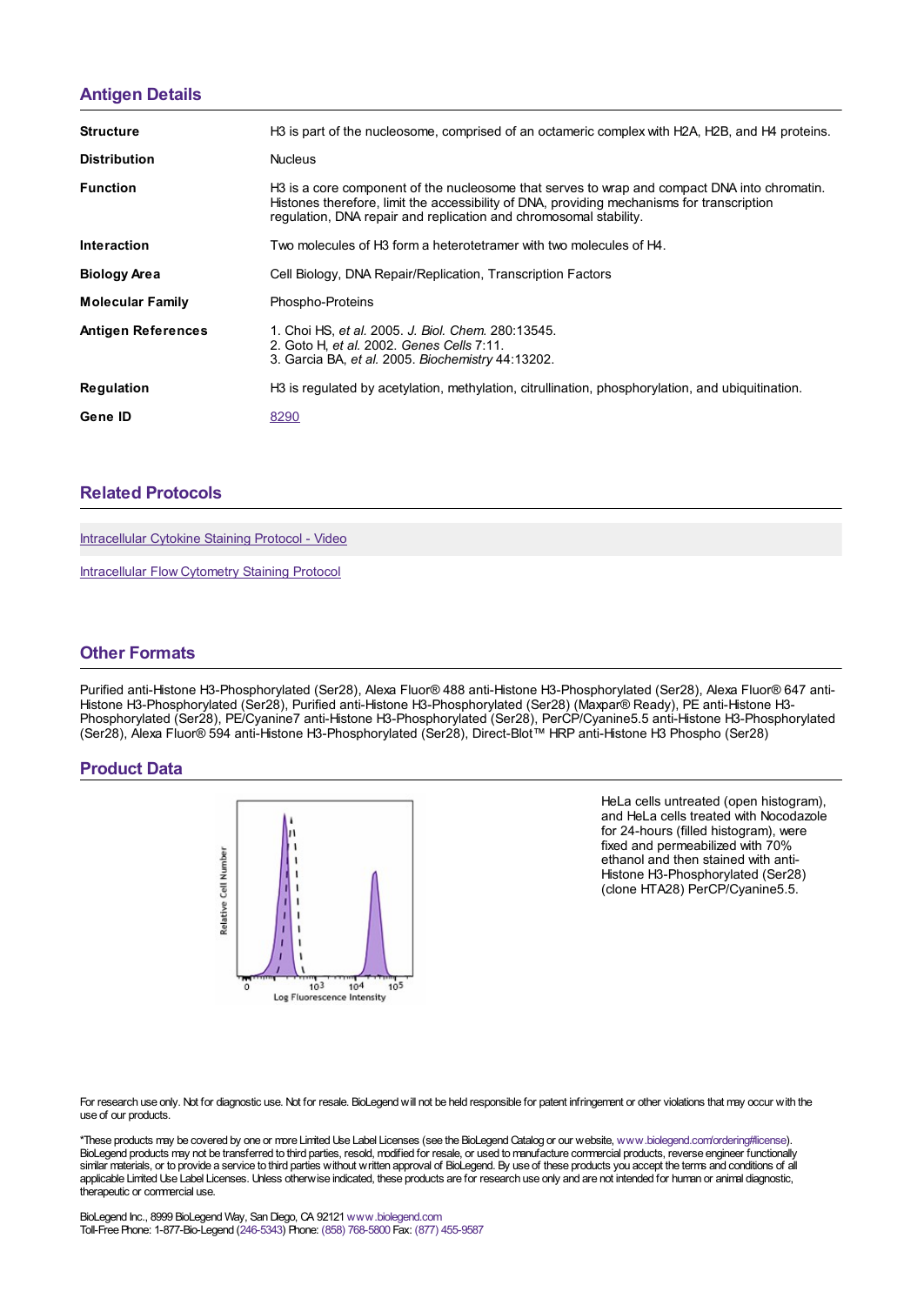## Antigen Details

| | |
|---|---|
| **Structure** | H3 is part of the nucleosome, comprised of an octameric complex with H2A, H2B, and H4 proteins. |
| **Distribution** | Nucleus |
| **Function** | H3 is a core component of the nucleosome that serves to wrap and compact DNA into chromatin. Histones therefore, limit the accessibility of DNA, providing mechanisms for transcription regulation, DNA repair and replication and chromosomal stability. |
| **Interaction** | Two molecules of H3 form a heterotetramer with two molecules of H4. |
| **Biology Area** | Cell Biology, DNA Repair/Replication, Transcription Factors |
| **Molecular Family** | Phospho-Proteins |
| **Antigen References** | 1. Choi HS, *et al.* 2005. *J. Biol. Chem.* 280:13545.<br>2. Goto H, *et al.* 2002. *Genes Cells* 7:11.<br>3. Garcia BA, *et al.* 2005. *Biochemistry* 44:13202. |
| **Regulation** | H3 is regulated by acetylation, methylation, citrullination, phosphorylation, and ubiquitination. |
| **Gene ID** | 8290 |

## Related Protocols

Intracellular Cytokine Staining Protocol - Video

Intracellular Flow Cytometry Staining Protocol

## Other Formats

Purified anti-Histone H3-Phosphorylated (Ser28), Alexa Fluor® 488 anti-Histone H3-Phosphorylated (Ser28), Alexa Fluor® 647 anti-Histone H3-Phosphorylated (Ser28), Purified anti-Histone H3-Phosphorylated (Ser28) (Maxpar® Ready), PE anti-Histone H3-Phosphorylated (Ser28), PE/Cyanine7 anti-Histone H3-Phosphorylated (Ser28), PerCP/Cyanine5.5 anti-Histone H3-Phosphorylated (Ser28), Alexa Fluor® 594 anti-Histone H3-Phosphorylated (Ser28), Direct-Blot™ HRP anti-Histone H3 Phospho (Ser28)

## Product Data

Relative Cell Number

0
$10^3$
$10^4$
$10^5$
Log Fluorescence Intensity

HeLa cells untreated (open histogram), and HeLa cells treated with Nocodazole for 24-hours (filled histogram), were fixed and permeabilized with 70% ethanol and then stained with anti-Histone H3-Phosphorylated (Ser28) (clone HTA28) PerCP/Cyanine5.5.

For research use only. Not for diagnostic use. Not for resale. BioLegend will not be held responsible for patent infringement or other violations that may occur with the use of our products.

*These products may be covered by one or more Limited Use Label Licenses (see the BioLegend Catalog or our website, www.biolegend.com/ordering#license). BioLegend products may not be transferred to third parties, resold, modified for resale, or used to manufacture commercial products, reverse engineer functionally similar materials, or to provide a service to third parties without written approval of BioLegend. By use of these products you accept the terms and conditions of all applicable Limited Use Label Licenses. Unless otherwise indicated, these products are for research use only and are not intended for human or animal diagnostic, therapeutic or commercial use.

BioLegend Inc., 8999 BioLegend Way, San Diego, CA 92121 www.biolegend.com
Toll-Free Phone: 1-877-Bio-Legend (246-5343) Phone: (858) 768-5800 Fax: (877) 455-9587